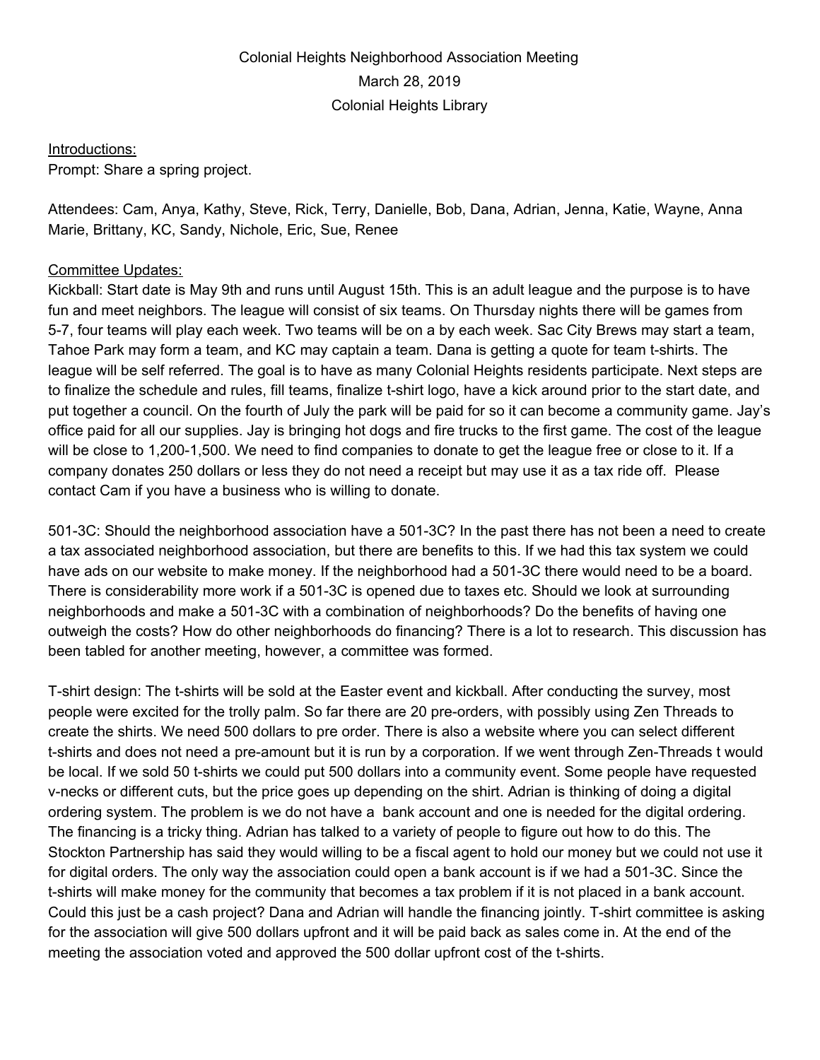Colonial Heights Neighborhood Association Meeting

March 28, 2019

Colonial Heights Library

<u>Introductions:</u>

Prompt: Share a spring project.

Attendees: Cam, Anya, Kathy, Steve, Rick, Terry, Danielle, Bob, Dana, Adrian, Jenna, Katie, Wayne, Anna Marie, Brittany, KC, Sandy, Nichole, Eric, Sue, Renee

<u>Committee Updates:</u>

Kickball: Start date is May 9th and runs until August 15th. This is an adult league and the purpose is to have fun and meet neighbors. The league will consist of six teams. On Thursday nights there will be games from 5-7, four teams will play each week. Two teams will be on a by each week. Sac City Brews may start a team, Tahoe Park may form a team, and KC may captain a team. Dana is getting a quote for team t-shirts. The league will be self referred. The goal is to have as many Colonial Heights residents participate. Next steps are to finalize the schedule and rules, fill teams, finalize t-shirt logo, have a kick around prior to the start date, and put together a council. On the fourth of July the park will be paid for so it can become a community game. Jay's office paid for all our supplies. Jay is bringing hot dogs and fire trucks to the first game. The cost of the league will be close to 1,200-1,500. We need to find companies to donate to get the league free or close to it. If a company donates 250 dollars or less they do not need a receipt but may use it as a tax ride off. Please contact Cam if you have a business who is willing to donate.

501-3C: Should the neighborhood association have a 501-3C? In the past there has not been a need to create a tax associated neighborhood association, but there are benefits to this. If we had this tax system we could have ads on our website to make money. If the neighborhood had a 501-3C there would need to be a board. There is considerability more work if a 501-3C is opened due to taxes etc. Should we look at surrounding neighborhoods and make a 501-3C with a combination of neighborhoods? Do the benefits of having one outweigh the costs? How do other neighborhoods do financing? There is a lot to research. This discussion has been tabled for another meeting, however, a committee was formed.

T-shirt design: The t-shirts will be sold at the Easter event and kickball. After conducting the survey, most people were excited for the trolly palm. So far there are 20 pre-orders, with possibly using Zen Threads to create the shirts. We need 500 dollars to pre order. There is also a website where you can select different t-shirts and does not need a pre-amount but it is run by a corporation. If we went through Zen-Threads t would be local. If we sold 50 t-shirts we could put 500 dollars into a community event. Some people have requested v-necks or different cuts, but the price goes up depending on the shirt. Adrian is thinking of doing a digital ordering system. The problem is we do not have a bank account and one is needed for the digital ordering. The financing is a tricky thing. Adrian has talked to a variety of people to figure out how to do this. The Stockton Partnership has said they would willing to be a fiscal agent to hold our money but we could not use it for digital orders. The only way the association could open a bank account is if we had a 501-3C. Since the t-shirts will make money for the community that becomes a tax problem if it is not placed in a bank account. Could this just be a cash project? Dana and Adrian will handle the financing jointly. T-shirt committee is asking for the association will give 500 dollars upfront and it will be paid back as sales come in. At the end of the meeting the association voted and approved the 500 dollar upfront cost of the t-shirts.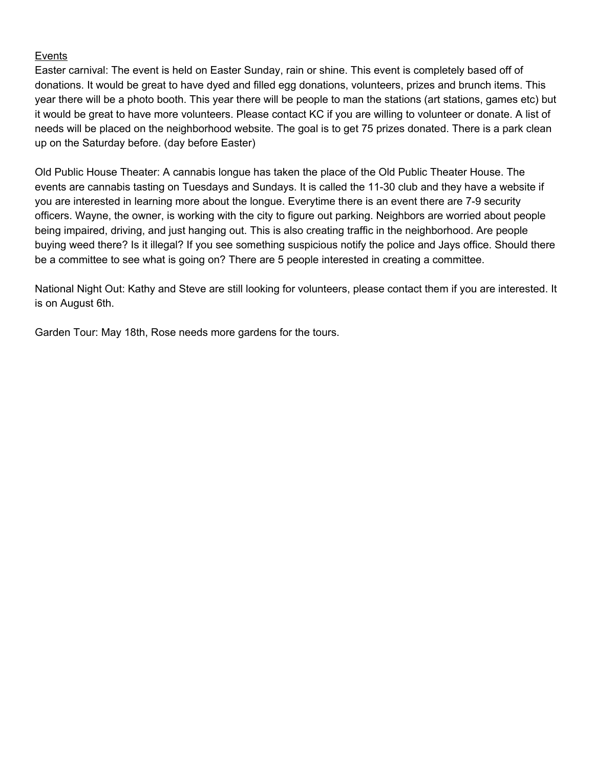<u>Events</u>

Easter carnival: The event is held on Easter Sunday, rain or shine. This event is completely based off of donations. It would be great to have dyed and filled egg donations, volunteers, prizes and brunch items. This year there will be a photo booth. This year there will be people to man the stations (art stations, games etc) but it would be great to have more volunteers. Please contact KC if you are willing to volunteer or donate. A list of needs will be placed on the neighborhood website. The goal is to get 75 prizes donated. There is a park clean up on the Saturday before. (day before Easter)

Old Public House Theater: A cannabis longue has taken the place of the Old Public Theater House. The events are cannabis tasting on Tuesdays and Sundays. It is called the 11-30 club and they have a website if you are interested in learning more about the longue. Everytime there is an event there are 7-9 security officers. Wayne, the owner, is working with the city to figure out parking. Neighbors are worried about people being impaired, driving, and just hanging out. This is also creating traffic in the neighborhood. Are people buying weed there? Is it illegal? If you see something suspicious notify the police and Jays office. Should there be a committee to see what is going on? There are 5 people interested in creating a committee.

National Night Out: Kathy and Steve are still looking for volunteers, please contact them if you are interested. It is on August 6th.

Garden Tour: May 18th, Rose needs more gardens for the tours.